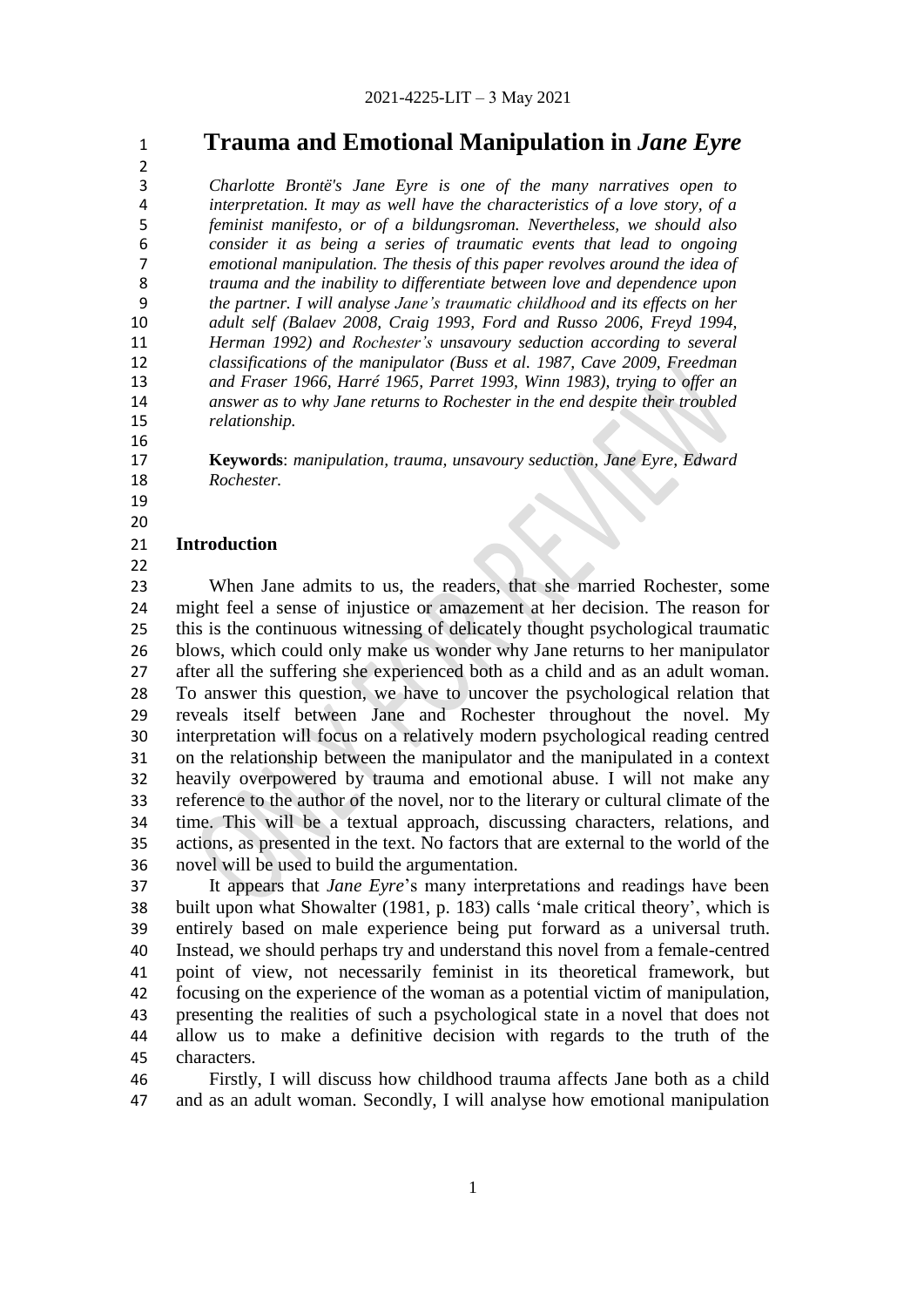# Trauma and Emotional Manipulation in *Jane Eyre*

*Charlotte Brontë's Jane Eyre is one of the many narratives open to interpretation. It may as well have the characteristics of a love story, of a feminist manifesto, or of a bildungsroman. Nevertheless, we should also consider it as being a series of traumatic events that lead to ongoing emotional manipulation. The thesis of this paper revolves around the idea of trauma and the inability to differentiate between love and dependence upon the partner. I will analyse Jane's traumatic childhood and its effects on her adult self (Balaev 2008, Craig 1993, Ford and Russo 2006, Freyd 1994, Herman 1992) and Rochester's unsavoury seduction according to several classifications of the manipulator (Buss et al. 1987, Cave 2009, Freedman and Fraser 1966, Harré 1965, Parret 1993, Winn 1983), trying to offer an answer as to why Jane returns to Rochester in the end despite their troubled relationship.*

**Keywords**: *manipulation, trauma, unsavoury seduction, Jane Eyre, Edward Rochester.*

## Introduction

When Jane admits to us, the readers, that she married Rochester, some might feel a sense of injustice or amazement at her decision. The reason for this is the continuous witnessing of delicately thought psychological traumatic blows, which could only make us wonder why Jane returns to her manipulator after all the suffering she experienced both as a child and as an adult woman. To answer this question, we have to uncover the psychological relation that reveals itself between Jane and Rochester throughout the novel. My interpretation will focus on a relatively modern psychological reading centred on the relationship between the manipulator and the manipulated in a context heavily overpowered by trauma and emotional abuse. I will not make any reference to the author of the novel, nor to the literary or cultural climate of the time. This will be a textual approach, discussing characters, relations, and actions, as presented in the text. No factors that are external to the world of the novel will be used to build the argumentation.

It appears that *Jane Eyre*'s many interpretations and readings have been built upon what Showalter (1981, p. 183) calls 'male critical theory', which is entirely based on male experience being put forward as a universal truth. Instead, we should perhaps try and understand this novel from a female-centred point of view, not necessarily feminist in its theoretical framework, but focusing on the experience of the woman as a potential victim of manipulation, presenting the realities of such a psychological state in a novel that does not allow us to make a definitive decision with regards to the truth of the characters.

Firstly, I will discuss how childhood trauma affects Jane both as a child and as an adult woman. Secondly, I will analyse how emotional manipulation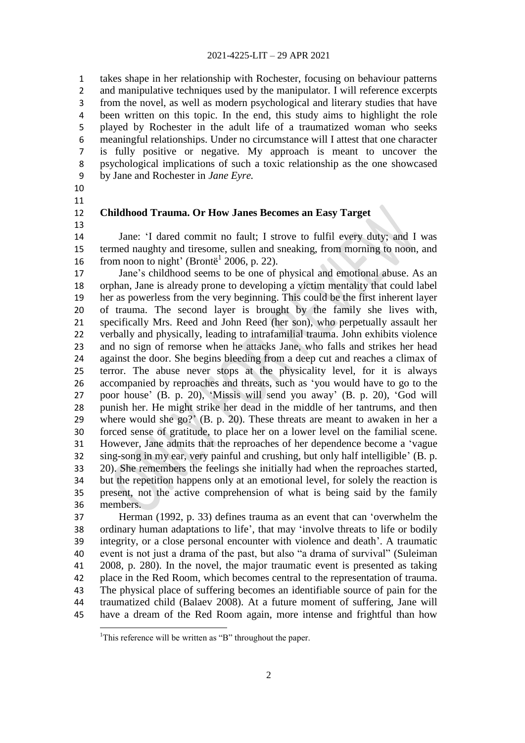takes shape in her relationship with Rochester, focusing on behaviour patterns and manipulative techniques used by the manipulator. I will reference excerpts from the novel, as well as modern psychological and literary studies that have been written on this topic. In the end, this study aims to highlight the role played by Rochester in the adult life of a traumatized woman who seeks meaningful relationships. Under no circumstance will I attest that one character is fully positive or negative. My approach is meant to uncover the psychological implications of such a toxic relationship as the one showcased by Jane and Rochester in *Jane Eyre.*

## Childhood Trauma. Or How Janes Becomes an Easy Target

Jane: 'I dared commit no fault; I strove to fulfil every duty; and I was termed naughty and tiresome, sullen and sneaking, from morning to noon, and from noon to night' (Brontë[1] 2006, p. 22).

Jane's childhood seems to be one of physical and emotional abuse. As an orphan, Jane is already prone to developing a victim mentality that could label her as powerless from the very beginning. This could be the first inherent layer of trauma. The second layer is brought by the family she lives with, specifically Mrs. Reed and John Reed (her son), who perpetually assault her verbally and physically, leading to intrafamilial trauma. John exhibits violence and no sign of remorse when he attacks Jane, who falls and strikes her head against the door. She begins bleeding from a deep cut and reaches a climax of terror. The abuse never stops at the physicality level, for it is always accompanied by reproaches and threats, such as 'you would have to go to the poor house' (B. p. 20), 'Missis will send you away' (B. p. 20), 'God will punish her. He might strike her dead in the middle of her tantrums, and then where would she go?' (B. p. 20). These threats are meant to awaken in her a forced sense of gratitude, to place her on a lower level on the familial scene. However, Jane admits that the reproaches of her dependence become a 'vague sing-song in my ear, very painful and crushing, but only half intelligible' (B. p. 20). She remembers the feelings she initially had when the reproaches started, but the repetition happens only at an emotional level, for solely the reaction is present, not the active comprehension of what is being said by the family members.

Herman (1992, p. 33) defines trauma as an event that can 'overwhelm the ordinary human adaptations to life', that may 'involve threats to life or bodily integrity, or a close personal encounter with violence and death'. A traumatic event is not just a drama of the past, but also "a drama of survival" (Suleiman 2008, p. 280). In the novel, the major traumatic event is presented as taking place in the Red Room, which becomes central to the representation of trauma. The physical place of suffering becomes an identifiable source of pain for the traumatized child (Balaev 2008). At a future moment of suffering, Jane will have a dream of the Red Room again, more intense and frightful than how

[1] This reference will be written as "B" throughout the paper.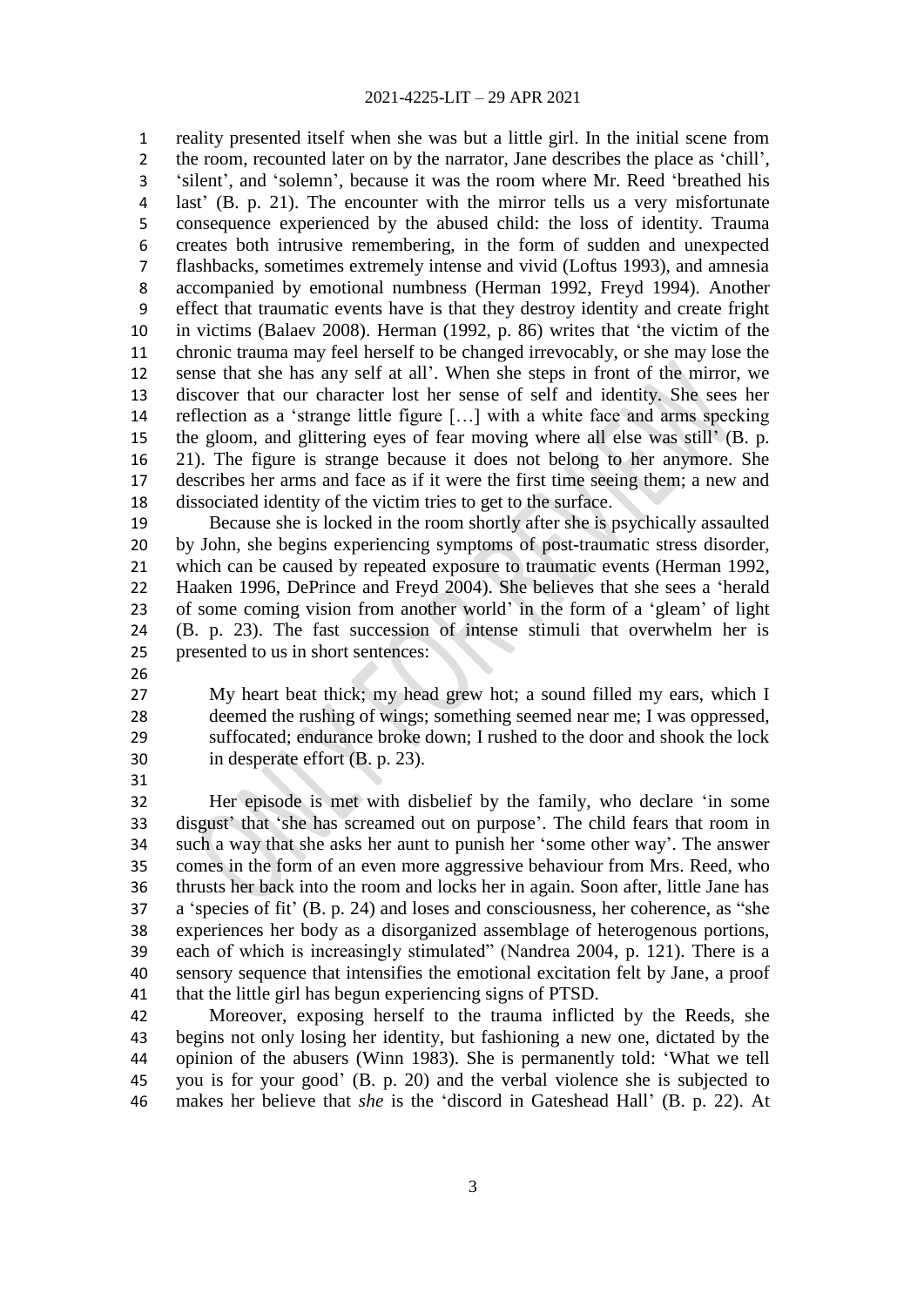reality presented itself when she was but a little girl. In the initial scene from the room, recounted later on by the narrator, Jane describes the place as 'chill', 'silent', and 'solemn', because it was the room where Mr. Reed 'breathed his last' (B. p. 21). The encounter with the mirror tells us a very misfortunate consequence experienced by the abused child: the loss of identity. Trauma creates both intrusive remembering, in the form of sudden and unexpected flashbacks, sometimes extremely intense and vivid (Loftus 1993), and amnesia accompanied by emotional numbness (Herman 1992, Freyd 1994). Another effect that traumatic events have is that they destroy identity and create fright in victims (Balaev 2008). Herman (1992, p. 86) writes that 'the victim of the chronic trauma may feel herself to be changed irrevocably, or she may lose the sense that she has any self at all'. When she steps in front of the mirror, we discover that our character lost her sense of self and identity. She sees her reflection as a 'strange little figure […] with a white face and arms specking the gloom, and glittering eyes of fear moving where all else was still' (B. p. 21). The figure is strange because it does not belong to her anymore. She describes her arms and face as if it were the first time seeing them; a new and dissociated identity of the victim tries to get to the surface.

Because she is locked in the room shortly after she is psychically assaulted by John, she begins experiencing symptoms of post-traumatic stress disorder, which can be caused by repeated exposure to traumatic events (Herman 1992, Haaken 1996, DePrince and Freyd 2004). She believes that she sees a 'herald of some coming vision from another world' in the form of a 'gleam' of light (B. p. 23). The fast succession of intense stimuli that overwhelm her is presented to us in short sentences:

> My heart beat thick; my head grew hot; a sound filled my ears, which I deemed the rushing of wings; something seemed near me; I was oppressed, suffocated; endurance broke down; I rushed to the door and shook the lock in desperate effort (B. p. 23).

Her episode is met with disbelief by the family, who declare 'in some disgust' that 'she has screamed out on purpose'. The child fears that room in such a way that she asks her aunt to punish her 'some other way'. The answer comes in the form of an even more aggressive behaviour from Mrs. Reed, who thrusts her back into the room and locks her in again. Soon after, little Jane has a 'species of fit' (B. p. 24) and loses and consciousness, her coherence, as "she experiences her body as a disorganized assemblage of heterogenous portions, each of which is increasingly stimulated" (Nandrea 2004, p. 121). There is a sensory sequence that intensifies the emotional excitation felt by Jane, a proof that the little girl has begun experiencing signs of PTSD.

Moreover, exposing herself to the trauma inflicted by the Reeds, she begins not only losing her identity, but fashioning a new one, dictated by the opinion of the abusers (Winn 1983). She is permanently told: 'What we tell you is for your good' (B. p. 20) and the verbal violence she is subjected to makes her believe that *she* is the 'discord in Gateshead Hall' (B. p. 22). At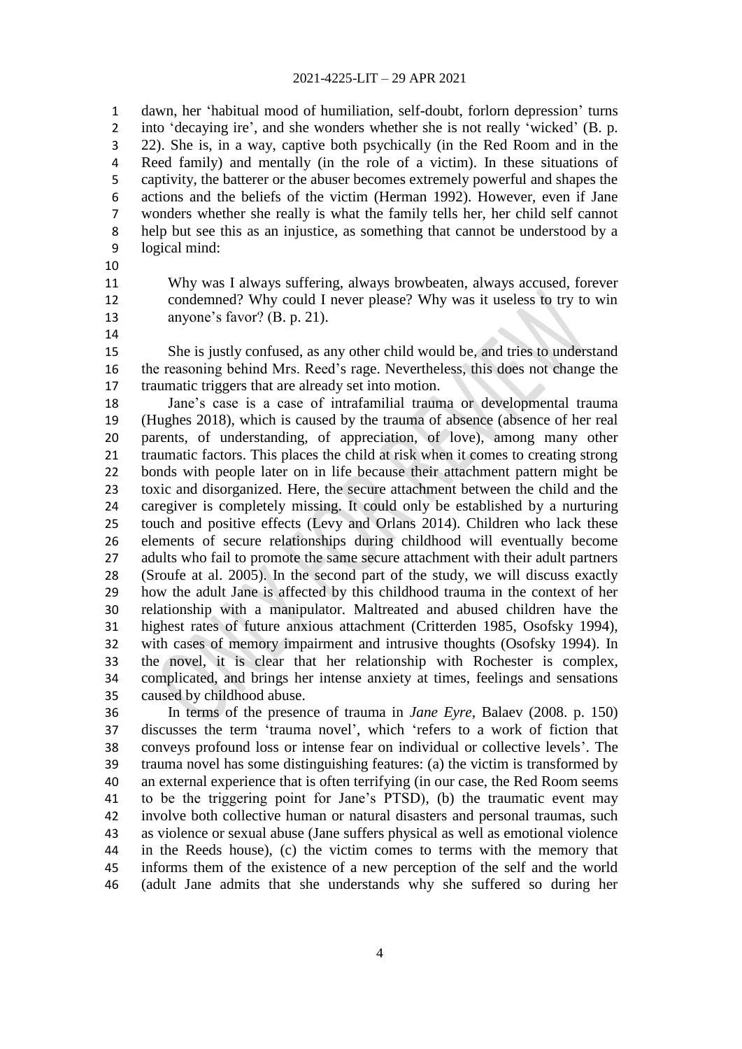dawn, her 'habitual mood of humiliation, self-doubt, forlorn depression' turns into 'decaying ire', and she wonders whether she is not really 'wicked' (B. p. 22). She is, in a way, captive both psychically (in the Red Room and in the Reed family) and mentally (in the role of a victim). In these situations of captivity, the batterer or the abuser becomes extremely powerful and shapes the actions and the beliefs of the victim (Herman 1992). However, even if Jane wonders whether she really is what the family tells her, her child self cannot help but see this as an injustice, as something that cannot be understood by a logical mind:

> Why was I always suffering, always browbeaten, always accused, forever condemned? Why could I never please? Why was it useless to try to win anyone's favor? (B. p. 21).

She is justly confused, as any other child would be, and tries to understand the reasoning behind Mrs. Reed's rage. Nevertheless, this does not change the traumatic triggers that are already set into motion.

Jane's case is a case of intrafamilial trauma or developmental trauma (Hughes 2018), which is caused by the trauma of absence (absence of her real parents, of understanding, of appreciation, of love), among many other traumatic factors. This places the child at risk when it comes to creating strong bonds with people later on in life because their attachment pattern might be toxic and disorganized. Here, the secure attachment between the child and the caregiver is completely missing. It could only be established by a nurturing touch and positive effects (Levy and Orlans 2014). Children who lack these elements of secure relationships during childhood will eventually become adults who fail to promote the same secure attachment with their adult partners (Sroufe at al. 2005). In the second part of the study, we will discuss exactly how the adult Jane is affected by this childhood trauma in the context of her relationship with a manipulator. Maltreated and abused children have the highest rates of future anxious attachment (Critterden 1985, Osofsky 1994), with cases of memory impairment and intrusive thoughts (Osofsky 1994). In the novel, it is clear that her relationship with Rochester is complex, complicated, and brings her intense anxiety at times, feelings and sensations caused by childhood abuse.

In terms of the presence of trauma in *Jane Eyre*, Balaev (2008. p. 150) discusses the term 'trauma novel', which 'refers to a work of fiction that conveys profound loss or intense fear on individual or collective levels'. The trauma novel has some distinguishing features: (a) the victim is transformed by an external experience that is often terrifying (in our case, the Red Room seems to be the triggering point for Jane's PTSD), (b) the traumatic event may involve both collective human or natural disasters and personal traumas, such as violence or sexual abuse (Jane suffers physical as well as emotional violence in the Reeds house), (c) the victim comes to terms with the memory that informs them of the existence of a new perception of the self and the world (adult Jane admits that she understands why she suffered so during her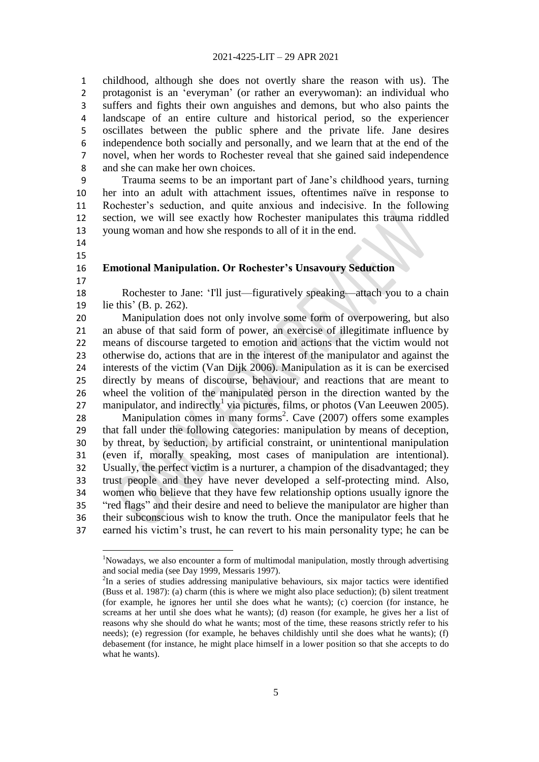childhood, although she does not overtly share the reason with us). The protagonist is an 'everyman' (or rather an everywoman): an individual who suffers and fights their own anguishes and demons, but who also paints the landscape of an entire culture and historical period, so the experiencer oscillates between the public sphere and the private life. Jane desires independence both socially and personally, and we learn that at the end of the novel, when her words to Rochester reveal that she gained said independence and she can make her own choices.

Trauma seems to be an important part of Jane's childhood years, turning her into an adult with attachment issues, oftentimes naïve in response to Rochester's seduction, and quite anxious and indecisive. In the following section, we will see exactly how Rochester manipulates this trauma riddled young woman and how she responds to all of it in the end.

## Emotional Manipulation. Or Rochester's Unsavoury Seduction

Rochester to Jane: 'I'll just—figuratively speaking—attach you to a chain lie this' (B. p. 262).

Manipulation does not only involve some form of overpowering, but also an abuse of that said form of power, an exercise of illegitimate influence by means of discourse targeted to emotion and actions that the victim would not otherwise do, actions that are in the interest of the manipulator and against the interests of the victim (Van Dijk 2006). Manipulation as it is can be exercised directly by means of discourse, behaviour, and reactions that are meant to wheel the volition of the manipulated person in the direction wanted by the manipulator, and indirectly[1] via pictures, films, or photos (Van Leeuwen 2005).

Manipulation comes in many forms[2]. Cave (2007) offers some examples that fall under the following categories: manipulation by means of deception, by threat, by seduction, by artificial constraint, or unintentional manipulation (even if, morally speaking, most cases of manipulation are intentional). Usually, the perfect victim is a nurturer, a champion of the disadvantaged; they trust people and they have never developed a self-protecting mind. Also, women who believe that they have few relationship options usually ignore the "red flags" and their desire and need to believe the manipulator are higher than their subconscious wish to know the truth. Once the manipulator feels that he earned his victim's trust, he can revert to his main personality type; he can be

[1]Nowadays, we also encounter a form of multimodal manipulation, mostly through advertising and social media (see Day 1999, Messaris 1997).

[2]In a series of studies addressing manipulative behaviours, six major tactics were identified (Buss et al. 1987): (a) charm (this is where we might also place seduction); (b) silent treatment (for example, he ignores her until she does what he wants); (c) coercion (for instance, he screams at her until she does what he wants); (d) reason (for example, he gives her a list of reasons why she should do what he wants; most of the time, these reasons strictly refer to his needs); (e) regression (for example, he behaves childishly until she does what he wants); (f) debasement (for instance, he might place himself in a lower position so that she accepts to do what he wants).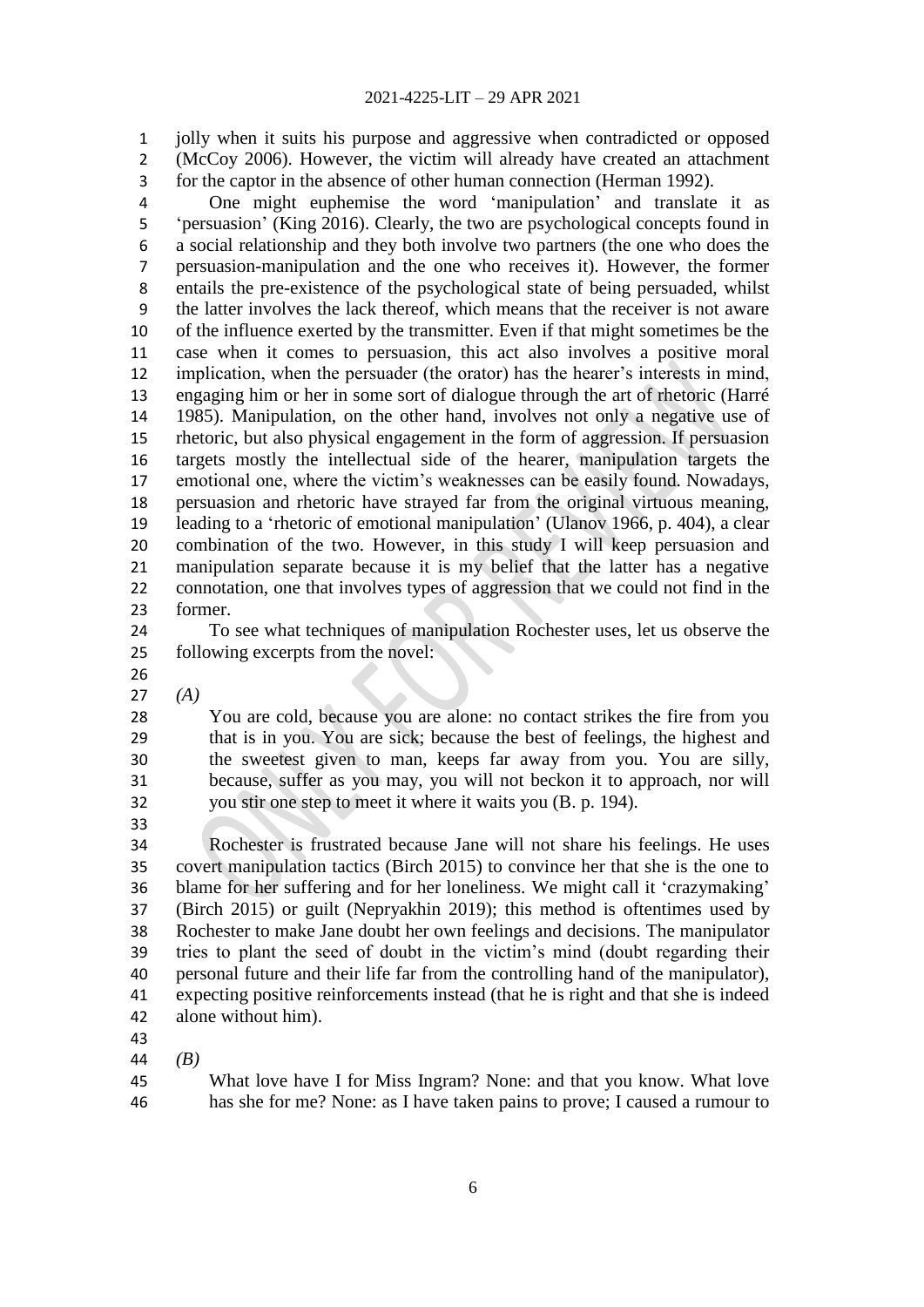jolly when it suits his purpose and aggressive when contradicted or opposed (McCoy 2006). However, the victim will already have created an attachment for the captor in the absence of other human connection (Herman 1992).

One might euphemise the word 'manipulation' and translate it as 'persuasion' (King 2016). Clearly, the two are psychological concepts found in a social relationship and they both involve two partners (the one who does the persuasion-manipulation and the one who receives it). However, the former entails the pre-existence of the psychological state of being persuaded, whilst the latter involves the lack thereof, which means that the receiver is not aware of the influence exerted by the transmitter. Even if that might sometimes be the case when it comes to persuasion, this act also involves a positive moral implication, when the persuader (the orator) has the hearer's interests in mind, engaging him or her in some sort of dialogue through the art of rhetoric (Harré 1985). Manipulation, on the other hand, involves not only a negative use of rhetoric, but also physical engagement in the form of aggression. If persuasion targets mostly the intellectual side of the hearer, manipulation targets the emotional one, where the victim's weaknesses can be easily found. Nowadays, persuasion and rhetoric have strayed far from the original virtuous meaning, leading to a 'rhetoric of emotional manipulation' (Ulanov 1966, p. 404), a clear combination of the two. However, in this study I will keep persuasion and manipulation separate because it is my belief that the latter has a negative connotation, one that involves types of aggression that we could not find in the former.

To see what techniques of manipulation Rochester uses, let us observe the following excerpts from the novel:

*(A)*

> You are cold, because you are alone: no contact strikes the fire from you that is in you. You are sick; because the best of feelings, the highest and the sweetest given to man, keeps far away from you. You are silly, because, suffer as you may, you will not beckon it to approach, nor will you stir one step to meet it where it waits you (B. p. 194).

Rochester is frustrated because Jane will not share his feelings. He uses covert manipulation tactics (Birch 2015) to convince her that she is the one to blame for her suffering and for her loneliness. We might call it 'crazymaking' (Birch 2015) or guilt (Nepryakhin 2019); this method is oftentimes used by Rochester to make Jane doubt her own feelings and decisions. The manipulator tries to plant the seed of doubt in the victim's mind (doubt regarding their personal future and their life far from the controlling hand of the manipulator), expecting positive reinforcements instead (that he is right and that she is indeed alone without him).

*(B)*

> What love have I for Miss Ingram? None: and that you know. What love has she for me? None: as I have taken pains to prove; I caused a rumour to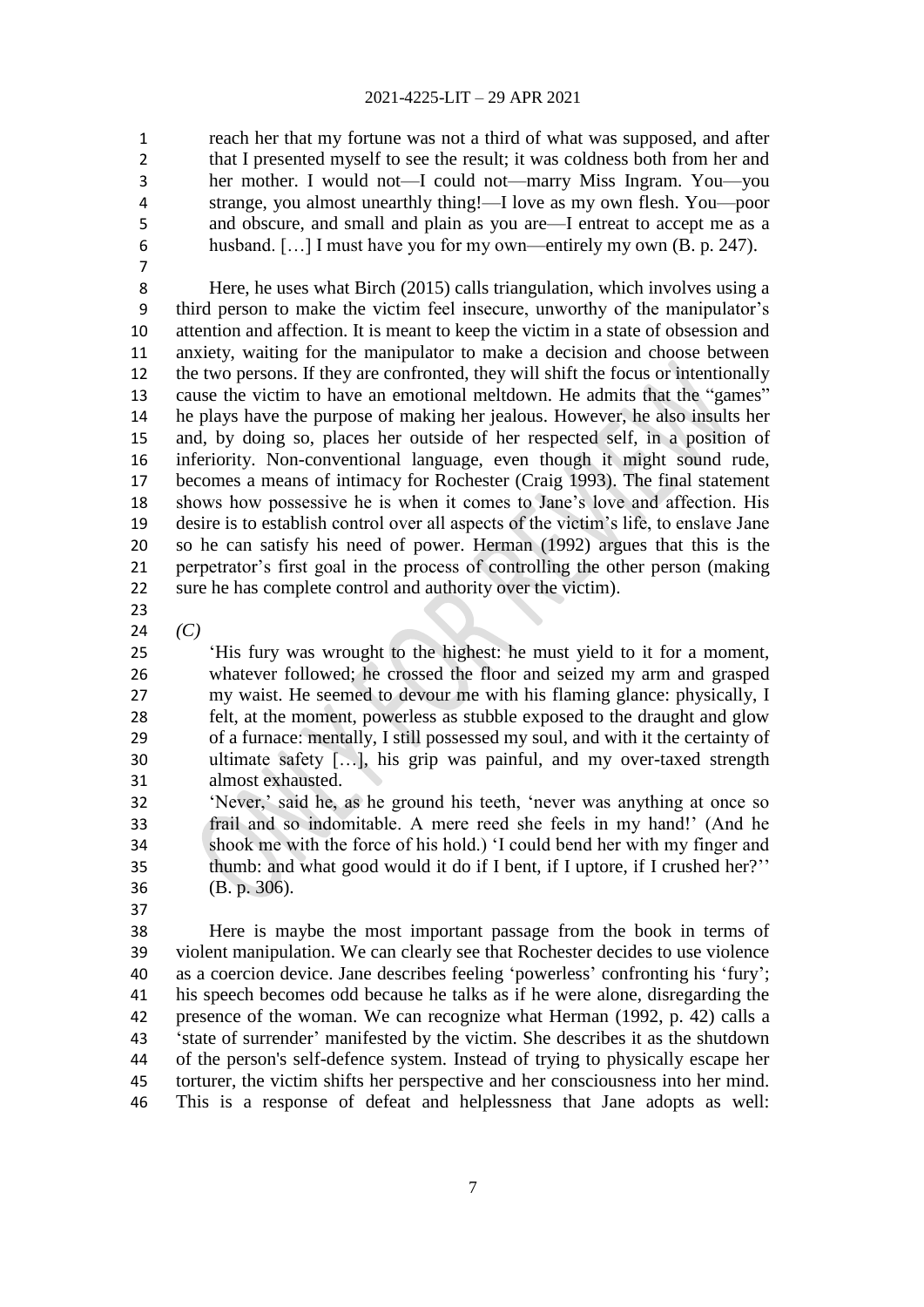> reach her that my fortune was not a third of what was supposed, and after that I presented myself to see the result; it was coldness both from her and her mother. I would not—I could not—marry Miss Ingram. You—you strange, you almost unearthly thing!—I love as my own flesh. You—poor and obscure, and small and plain as you are—I entreat to accept me as a husband. […] I must have you for my own—entirely my own (B. p. 247).

Here, he uses what Birch (2015) calls triangulation, which involves using a third person to make the victim feel insecure, unworthy of the manipulator's attention and affection. It is meant to keep the victim in a state of obsession and anxiety, waiting for the manipulator to make a decision and choose between the two persons. If they are confronted, they will shift the focus or intentionally cause the victim to have an emotional meltdown. He admits that the "games" he plays have the purpose of making her jealous. However, he also insults her and, by doing so, places her outside of her respected self, in a position of inferiority. Non-conventional language, even though it might sound rude, becomes a means of intimacy for Rochester (Craig 1993). The final statement shows how possessive he is when it comes to Jane's love and affection. His desire is to establish control over all aspects of the victim's life, to enslave Jane so he can satisfy his need of power. Herman (1992) argues that this is the perpetrator's first goal in the process of controlling the other person (making sure he has complete control and authority over the victim).

*(C)*

> 'His fury was wrought to the highest: he must yield to it for a moment, whatever followed; he crossed the floor and seized my arm and grasped my waist. He seemed to devour me with his flaming glance: physically, I felt, at the moment, powerless as stubble exposed to the draught and glow of a furnace: mentally, I still possessed my soul, and with it the certainty of ultimate safety […], his grip was painful, and my over-taxed strength almost exhausted.
>
> 'Never,' said he, as he ground his teeth, 'never was anything at once so frail and so indomitable. A mere reed she feels in my hand!' (And he shook me with the force of his hold.) 'I could bend her with my finger and thumb: and what good would it do if I bent, if I uptore, if I crushed her?'' (B. p. 306).

Here is maybe the most important passage from the book in terms of violent manipulation. We can clearly see that Rochester decides to use violence as a coercion device. Jane describes feeling 'powerless' confronting his 'fury'; his speech becomes odd because he talks as if he were alone, disregarding the presence of the woman. We can recognize what Herman (1992, p. 42) calls a 'state of surrender' manifested by the victim. She describes it as the shutdown of the person's self-defence system. Instead of trying to physically escape her torturer, the victim shifts her perspective and her consciousness into her mind. This is a response of defeat and helplessness that Jane adopts as well: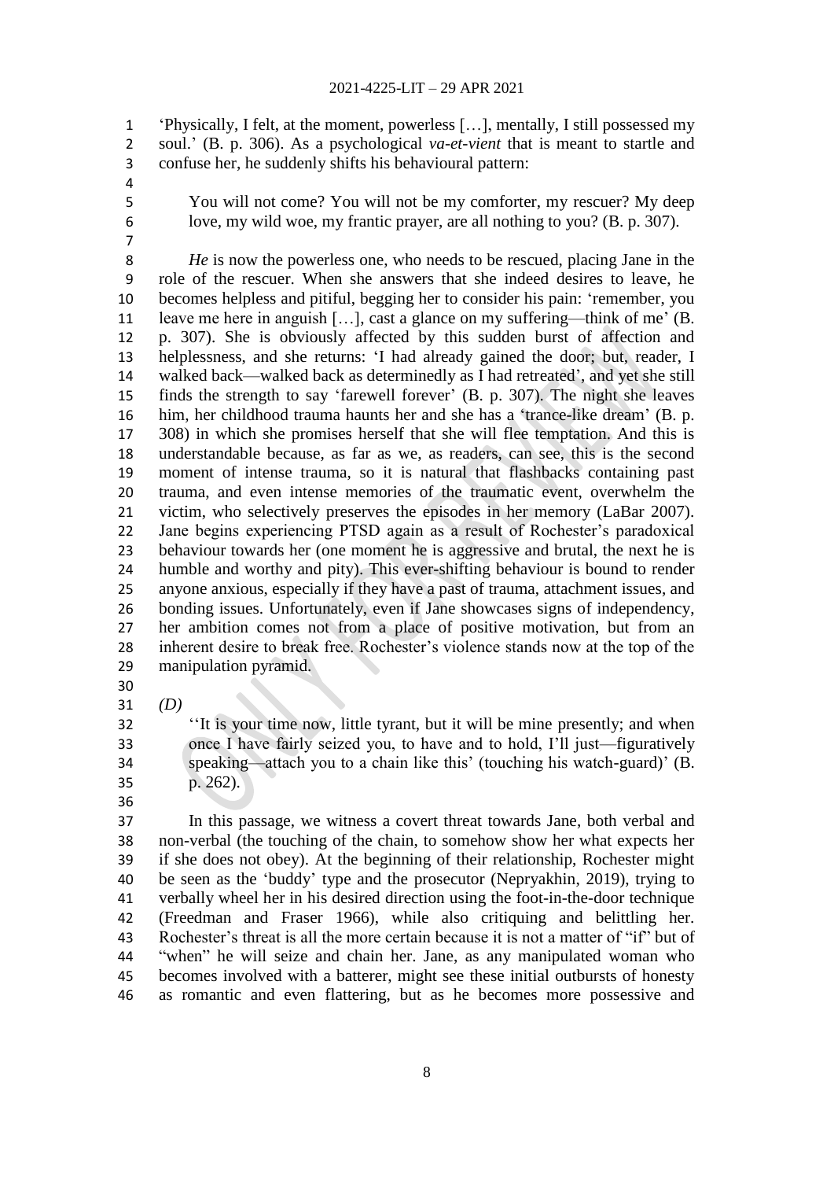'Physically, I felt, at the moment, powerless […], mentally, I still possessed my soul.' (B. p. 306). As a psychological *va-et-vient* that is meant to startle and confuse her, he suddenly shifts his behavioural pattern:

> You will not come? You will not be my comforter, my rescuer? My deep love, my wild woe, my frantic prayer, are all nothing to you? (B. p. 307).

*He* is now the powerless one, who needs to be rescued, placing Jane in the role of the rescuer. When she answers that she indeed desires to leave, he becomes helpless and pitiful, begging her to consider his pain: 'remember, you leave me here in anguish […], cast a glance on my suffering—think of me' (B. p. 307). She is obviously affected by this sudden burst of affection and helplessness, and she returns: 'I had already gained the door; but, reader, I walked back—walked back as determinedly as I had retreated', and yet she still finds the strength to say 'farewell forever' (B. p. 307). The night she leaves him, her childhood trauma haunts her and she has a 'trance-like dream' (B. p. 308) in which she promises herself that she will flee temptation. And this is understandable because, as far as we, as readers, can see, this is the second moment of intense trauma, so it is natural that flashbacks containing past trauma, and even intense memories of the traumatic event, overwhelm the victim, who selectively preserves the episodes in her memory (LaBar 2007). Jane begins experiencing PTSD again as a result of Rochester's paradoxical behaviour towards her (one moment he is aggressive and brutal, the next he is humble and worthy and pity). This ever-shifting behaviour is bound to render anyone anxious, especially if they have a past of trauma, attachment issues, and bonding issues. Unfortunately, even if Jane showcases signs of independency, her ambition comes not from a place of positive motivation, but from an inherent desire to break free. Rochester's violence stands now at the top of the manipulation pyramid.

*(D)*

> ''It is your time now, little tyrant, but it will be mine presently; and when once I have fairly seized you, to have and to hold, I'll just—figuratively speaking—attach you to a chain like this' (touching his watch-guard)' (B. p. 262).

In this passage, we witness a covert threat towards Jane, both verbal and non-verbal (the touching of the chain, to somehow show her what expects her if she does not obey). At the beginning of their relationship, Rochester might be seen as the 'buddy' type and the prosecutor (Nepryakhin, 2019), trying to verbally wheel her in his desired direction using the foot-in-the-door technique (Freedman and Fraser 1966), while also critiquing and belittling her. Rochester's threat is all the more certain because it is not a matter of "if" but of "when" he will seize and chain her. Jane, as any manipulated woman who becomes involved with a batterer, might see these initial outbursts of honesty as romantic and even flattering, but as he becomes more possessive and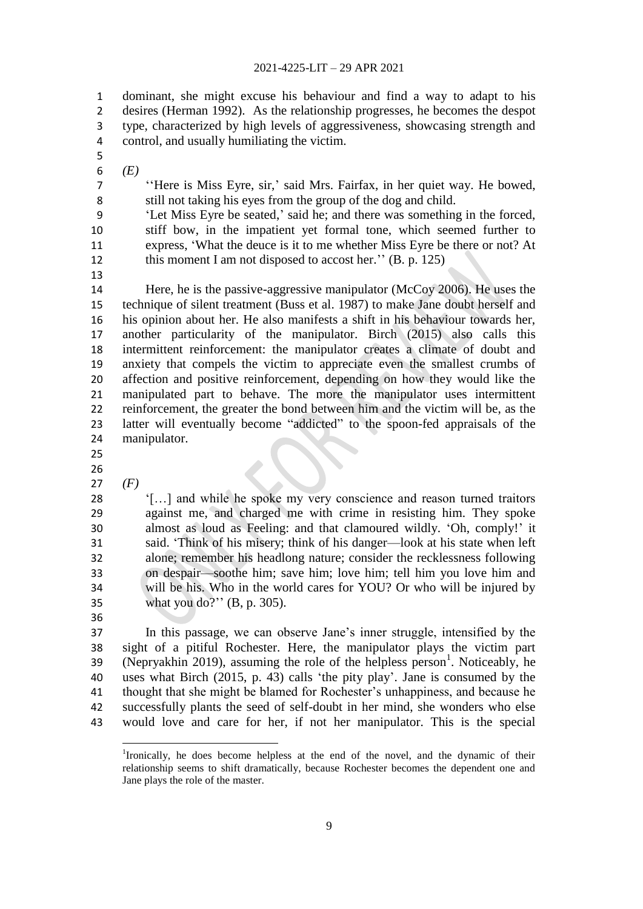dominant, she might excuse his behaviour and find a way to adapt to his desires (Herman 1992). As the relationship progresses, he becomes the despot type, characterized by high levels of aggressiveness, showcasing strength and control, and usually humiliating the victim.

*(E)*

> ''Here is Miss Eyre, sir,' said Mrs. Fairfax, in her quiet way. He bowed, still not taking his eyes from the group of the dog and child.
> 'Let Miss Eyre be seated,' said he; and there was something in the forced, stiff bow, in the impatient yet formal tone, which seemed further to express, 'What the deuce is it to me whether Miss Eyre be there or not? At this moment I am not disposed to accost her.'' (B. p. 125)

Here, he is the passive-aggressive manipulator (McCoy 2006). He uses the technique of silent treatment (Buss et al. 1987) to make Jane doubt herself and his opinion about her. He also manifests a shift in his behaviour towards her, another particularity of the manipulator. Birch (2015) also calls this intermittent reinforcement: the manipulator creates a climate of doubt and anxiety that compels the victim to appreciate even the smallest crumbs of affection and positive reinforcement, depending on how they would like the manipulated part to behave. The more the manipulator uses intermittent reinforcement, the greater the bond between him and the victim will be, as the latter will eventually become "addicted" to the spoon-fed appraisals of the manipulator.

*(F)*

> '[…] and while he spoke my very conscience and reason turned traitors against me, and charged me with crime in resisting him. They spoke almost as loud as Feeling: and that clamoured wildly. 'Oh, comply!' it said. 'Think of his misery; think of his danger—look at his state when left alone; remember his headlong nature; consider the recklessness following on despair—soothe him; save him; love him; tell him you love him and will be his. Who in the world cares for YOU? Or who will be injured by what you do?'' (B, p. 305).

In this passage, we can observe Jane's inner struggle, intensified by the sight of a pitiful Rochester. Here, the manipulator plays the victim part (Nepryakhin 2019), assuming the role of the helpless person[1]. Noticeably, he uses what Birch (2015, p. 43) calls 'the pity play'. Jane is consumed by the thought that she might be blamed for Rochester's unhappiness, and because he successfully plants the seed of self-doubt in her mind, she wonders who else would love and care for her, if not her manipulator. This is the special

[1]Ironically, he does become helpless at the end of the novel, and the dynamic of their relationship seems to shift dramatically, because Rochester becomes the dependent one and Jane plays the role of the master.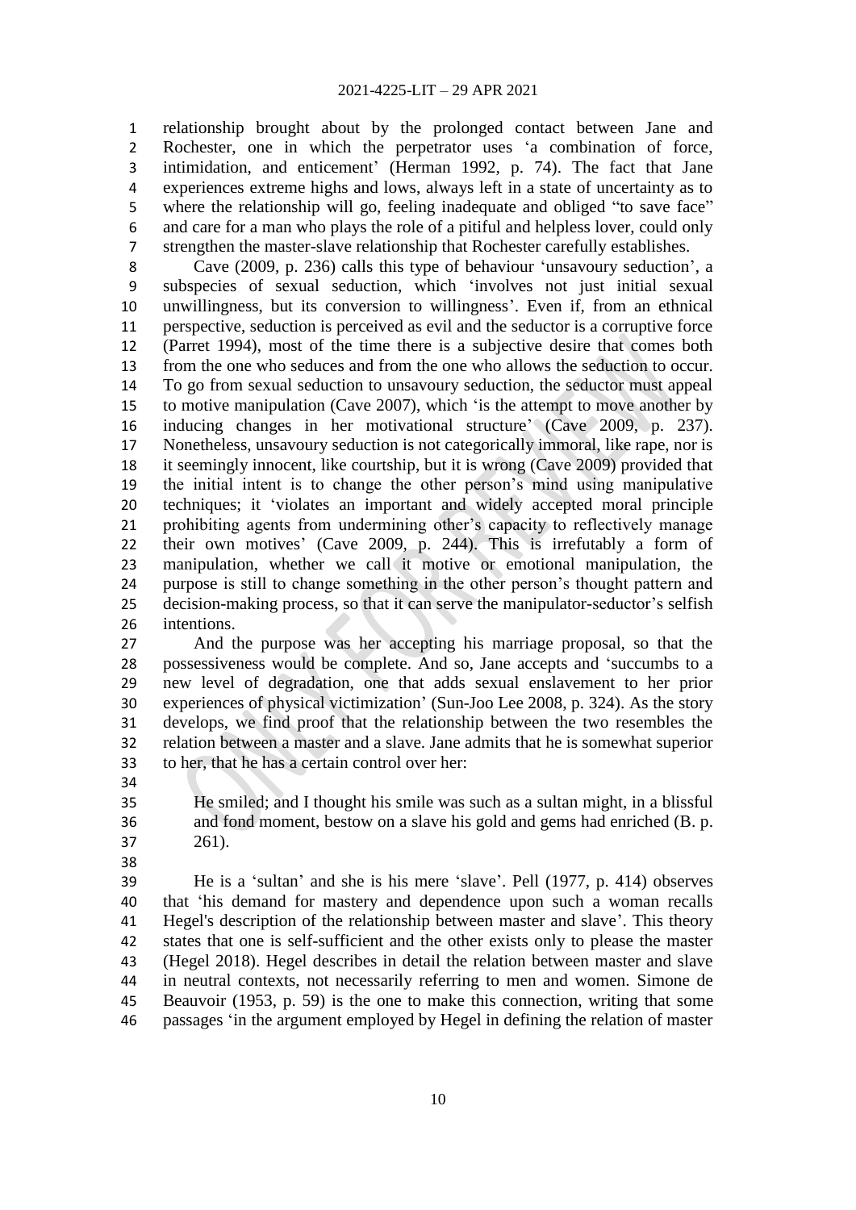relationship brought about by the prolonged contact between Jane and Rochester, one in which the perpetrator uses 'a combination of force, intimidation, and enticement' (Herman 1992, p. 74). The fact that Jane experiences extreme highs and lows, always left in a state of uncertainty as to where the relationship will go, feeling inadequate and obliged "to save face" and care for a man who plays the role of a pitiful and helpless lover, could only strengthen the master-slave relationship that Rochester carefully establishes.

Cave (2009, p. 236) calls this type of behaviour 'unsavoury seduction', a subspecies of sexual seduction, which 'involves not just initial sexual unwillingness, but its conversion to willingness'. Even if, from an ethnical perspective, seduction is perceived as evil and the seductor is a corruptive force (Parret 1994), most of the time there is a subjective desire that comes both from the one who seduces and from the one who allows the seduction to occur. To go from sexual seduction to unsavoury seduction, the seductor must appeal to motive manipulation (Cave 2007), which 'is the attempt to move another by inducing changes in her motivational structure' (Cave 2009, p. 237). Nonetheless, unsavoury seduction is not categorically immoral, like rape, nor is it seemingly innocent, like courtship, but it is wrong (Cave 2009) provided that the initial intent is to change the other person's mind using manipulative techniques; it 'violates an important and widely accepted moral principle prohibiting agents from undermining other's capacity to reflectively manage their own motives' (Cave 2009, p. 244). This is irrefutably a form of manipulation, whether we call it motive or emotional manipulation, the purpose is still to change something in the other person's thought pattern and decision-making process, so that it can serve the manipulator-seductor's selfish intentions.

And the purpose was her accepting his marriage proposal, so that the possessiveness would be complete. And so, Jane accepts and 'succumbs to a new level of degradation, one that adds sexual enslavement to her prior experiences of physical victimization' (Sun-Joo Lee 2008, p. 324). As the story develops, we find proof that the relationship between the two resembles the relation between a master and a slave. Jane admits that he is somewhat superior to her, that he has a certain control over her:

> He smiled; and I thought his smile was such as a sultan might, in a blissful and fond moment, bestow on a slave his gold and gems had enriched (B. p. 261).

He is a 'sultan' and she is his mere 'slave'. Pell (1977, p. 414) observes that 'his demand for mastery and dependence upon such a woman recalls Hegel's description of the relationship between master and slave'. This theory states that one is self-sufficient and the other exists only to please the master (Hegel 2018). Hegel describes in detail the relation between master and slave in neutral contexts, not necessarily referring to men and women. Simone de Beauvoir (1953, p. 59) is the one to make this connection, writing that some passages 'in the argument employed by Hegel in defining the relation of master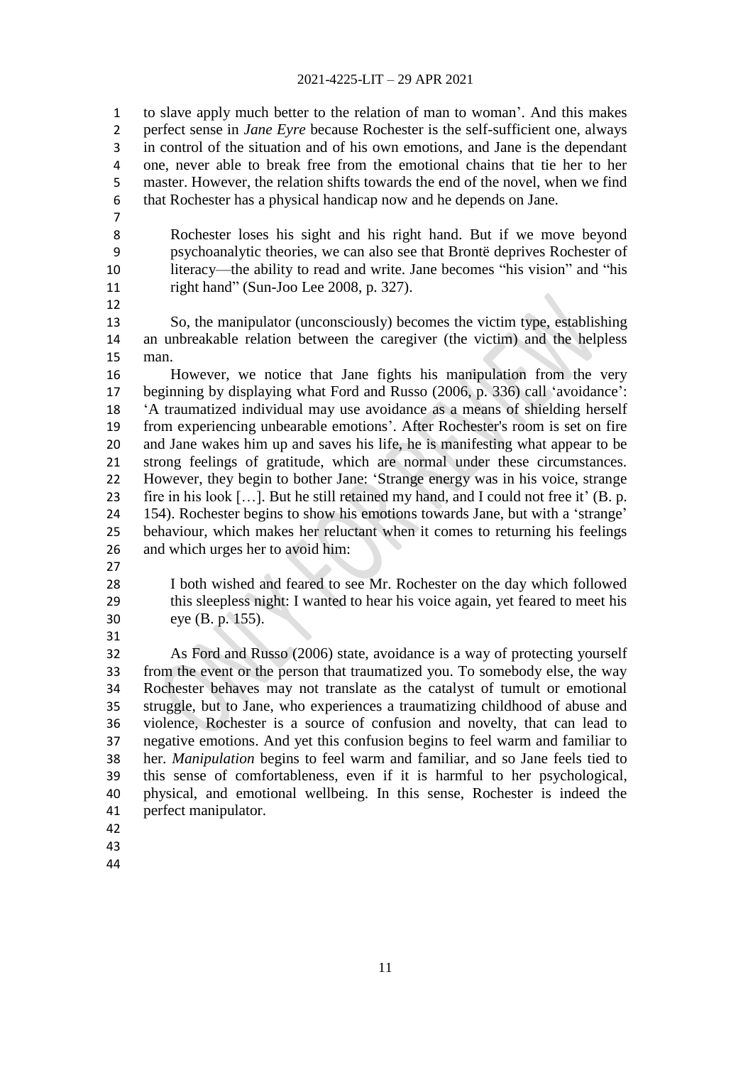to slave apply much better to the relation of man to woman'. And this makes perfect sense in *Jane Eyre* because Rochester is the self-sufficient one, always in control of the situation and of his own emotions, and Jane is the dependant one, never able to break free from the emotional chains that tie her to her master. However, the relation shifts towards the end of the novel, when we find that Rochester has a physical handicap now and he depends on Jane.

> Rochester loses his sight and his right hand. But if we move beyond psychoanalytic theories, we can also see that Brontë deprives Rochester of literacy—the ability to read and write. Jane becomes "his vision" and "his right hand" (Sun-Joo Lee 2008, p. 327).

So, the manipulator (unconsciously) becomes the victim type, establishing an unbreakable relation between the caregiver (the victim) and the helpless man.

However, we notice that Jane fights his manipulation from the very beginning by displaying what Ford and Russo (2006, p. 336) call 'avoidance': 'A traumatized individual may use avoidance as a means of shielding herself from experiencing unbearable emotions'. After Rochester's room is set on fire and Jane wakes him up and saves his life, he is manifesting what appear to be strong feelings of gratitude, which are normal under these circumstances. However, they begin to bother Jane: 'Strange energy was in his voice, strange fire in his look […]. But he still retained my hand, and I could not free it' (B. p. 154). Rochester begins to show his emotions towards Jane, but with a 'strange' behaviour, which makes her reluctant when it comes to returning his feelings and which urges her to avoid him:

> I both wished and feared to see Mr. Rochester on the day which followed this sleepless night: I wanted to hear his voice again, yet feared to meet his eye (B. p. 155).

As Ford and Russo (2006) state, avoidance is a way of protecting yourself from the event or the person that traumatized you. To somebody else, the way Rochester behaves may not translate as the catalyst of tumult or emotional struggle, but to Jane, who experiences a traumatizing childhood of abuse and violence, Rochester is a source of confusion and novelty, that can lead to negative emotions. And yet this confusion begins to feel warm and familiar to her. *Manipulation* begins to feel warm and familiar, and so Jane feels tied to this sense of comfortableness, even if it is harmful to her psychological, physical, and emotional wellbeing. In this sense, Rochester is indeed the perfect manipulator.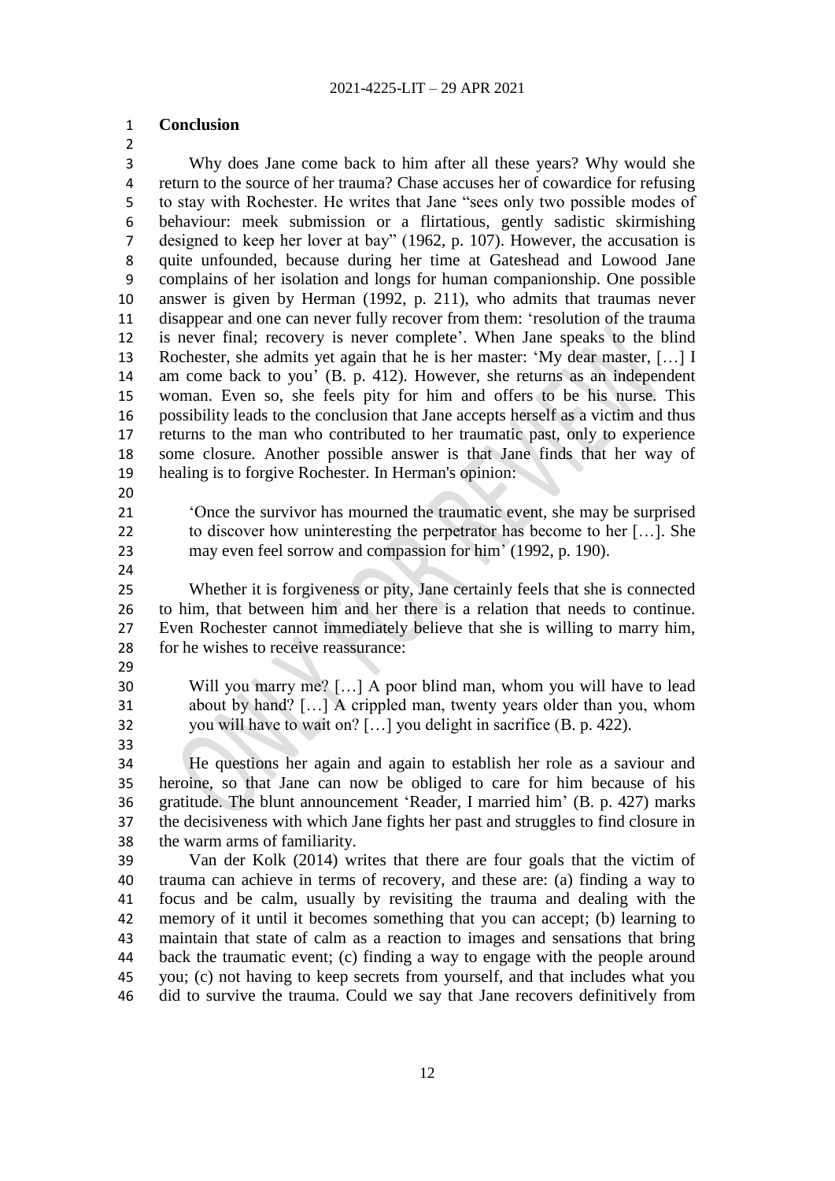## Conclusion

Why does Jane come back to him after all these years? Why would she return to the source of her trauma? Chase accuses her of cowardice for refusing to stay with Rochester. He writes that Jane "sees only two possible modes of behaviour: meek submission or a flirtatious, gently sadistic skirmishing designed to keep her lover at bay" (1962, p. 107). However, the accusation is quite unfounded, because during her time at Gateshead and Lowood Jane complains of her isolation and longs for human companionship. One possible answer is given by Herman (1992, p. 211), who admits that traumas never disappear and one can never fully recover from them: 'resolution of the trauma is never final; recovery is never complete'. When Jane speaks to the blind Rochester, she admits yet again that he is her master: 'My dear master, […] I am come back to you' (B. p. 412). However, she returns as an independent woman. Even so, she feels pity for him and offers to be his nurse. This possibility leads to the conclusion that Jane accepts herself as a victim and thus returns to the man who contributed to her traumatic past, only to experience some closure. Another possible answer is that Jane finds that her way of healing is to forgive Rochester. In Herman's opinion:

> 'Once the survivor has mourned the traumatic event, she may be surprised to discover how uninteresting the perpetrator has become to her […]. She may even feel sorrow and compassion for him' (1992, p. 190).

Whether it is forgiveness or pity, Jane certainly feels that she is connected to him, that between him and her there is a relation that needs to continue. Even Rochester cannot immediately believe that she is willing to marry him, for he wishes to receive reassurance:

> Will you marry me? […] A poor blind man, whom you will have to lead about by hand? […] A crippled man, twenty years older than you, whom you will have to wait on? […] you delight in sacrifice (B. p. 422).

He questions her again and again to establish her role as a saviour and heroine, so that Jane can now be obliged to care for him because of his gratitude. The blunt announcement 'Reader, I married him' (B. p. 427) marks the decisiveness with which Jane fights her past and struggles to find closure in the warm arms of familiarity.

Van der Kolk (2014) writes that there are four goals that the victim of trauma can achieve in terms of recovery, and these are: (a) finding a way to focus and be calm, usually by revisiting the trauma and dealing with the memory of it until it becomes something that you can accept; (b) learning to maintain that state of calm as a reaction to images and sensations that bring back the traumatic event; (c) finding a way to engage with the people around you; (c) not having to keep secrets from yourself, and that includes what you did to survive the trauma. Could we say that Jane recovers definitively from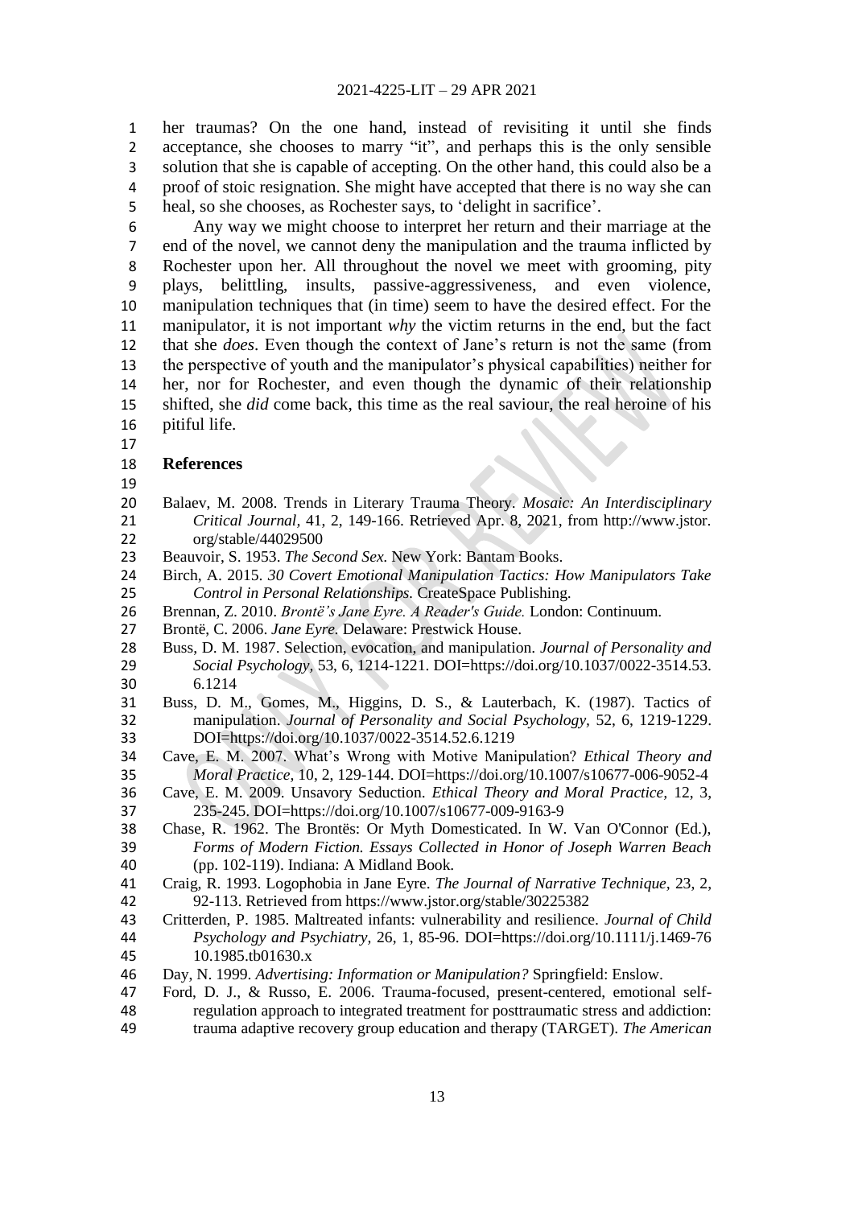her traumas? On the one hand, instead of revisiting it until she finds acceptance, she chooses to marry "it", and perhaps this is the only sensible solution that she is capable of accepting. On the other hand, this could also be a proof of stoic resignation. She might have accepted that there is no way she can heal, so she chooses, as Rochester says, to 'delight in sacrifice'.

Any way we might choose to interpret her return and their marriage at the end of the novel, we cannot deny the manipulation and the trauma inflicted by Rochester upon her. All throughout the novel we meet with grooming, pity plays, belittling, insults, passive-aggressiveness, and even violence, manipulation techniques that (in time) seem to have the desired effect. For the manipulator, it is not important *why* the victim returns in the end, but the fact that she *does*. Even though the context of Jane's return is not the same (from the perspective of youth and the manipulator's physical capabilities) neither for her, nor for Rochester, and even though the dynamic of their relationship shifted, she *did* come back, this time as the real saviour, the real heroine of his pitiful life.

## References

Balaev, M. 2008. Trends in Literary Trauma Theory. *Mosaic: An Interdisciplinary Critical Journal*, 41, 2, 149-166. Retrieved Apr. 8, 2021, from http://www.jstor.org/stable/44029500

Beauvoir, S. 1953. *The Second Sex.* New York: Bantam Books.

Birch, A. 2015. *30 Covert Emotional Manipulation Tactics: How Manipulators Take Control in Personal Relationships.* CreateSpace Publishing.

Brennan, Z. 2010. *Brontë's Jane Eyre. A Reader's Guide.* London: Continuum.

Brontë, C. 2006. *Jane Eyre.* Delaware: Prestwick House.

Buss, D. M. 1987. Selection, evocation, and manipulation. *Journal of Personality and Social Psychology*, 53, 6, 1214-1221. DOI=https://doi.org/10.1037/0022-3514.53.6.1214

Buss, D. M., Gomes, M., Higgins, D. S., & Lauterbach, K. (1987). Tactics of manipulation. *Journal of Personality and Social Psychology*, 52, 6, 1219-1229. DOI=https://doi.org/10.1037/0022-3514.52.6.1219

Cave, E. M. 2007. What's Wrong with Motive Manipulation? *Ethical Theory and Moral Practice*, 10, 2, 129-144. DOI=https://doi.org/10.1007/s10677-006-9052-4

Cave, E. M. 2009. Unsavory Seduction. *Ethical Theory and Moral Practice,* 12, 3, 235-245. DOI=https://doi.org/10.1007/s10677-009-9163-9

Chase, R. 1962. The Brontës: Or Myth Domesticated. In W. Van O'Connor (Ed.), *Forms of Modern Fiction. Essays Collected in Honor of Joseph Warren Beach* (pp. 102-119). Indiana: A Midland Book.

Craig, R. 1993. Logophobia in Jane Eyre. *The Journal of Narrative Technique,* 23, 2, 92-113. Retrieved from https://www.jstor.org/stable/30225382

Critterden, P. 1985. Maltreated infants: vulnerability and resilience. *Journal of Child Psychology and Psychiatry,* 26, 1, 85-96. DOI=https://doi.org/10.1111/j.1469-7610.1985.tb01630.x

Day, N. 1999. *Advertising: Information or Manipulation?* Springfield: Enslow.

Ford, D. J., & Russo, E. 2006. Trauma-focused, present-centered, emotional self-regulation approach to integrated treatment for posttraumatic stress and addiction: trauma adaptive recovery group education and therapy (TARGET). *The American*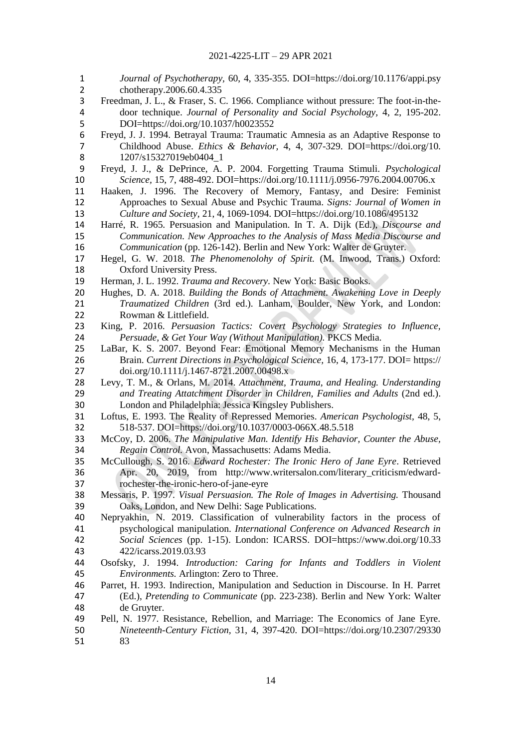*Journal of Psychotherapy*, 60, 4, 335-355. DOI=https://doi.org/10.1176/appi.psychotherapy.2006.60.4.335

Freedman, J. L., & Fraser, S. C. 1966. Compliance without pressure: The foot-in-the-door technique. *Journal of Personality and Social Psychology,* 4, 2, 195-202. DOI=https://doi.org/10.1037/h0023552

Freyd, J. J. 1994. Betrayal Trauma: Traumatic Amnesia as an Adaptive Response to Childhood Abuse. *Ethics & Behavior,* 4, 4, 307-329. DOI=https://doi.org/10.1207/s15327019eb0404_1

Freyd, J. J., & DePrince, A. P. 2004. Forgetting Trauma Stimuli. *Psychological Science,* 15, 7, 488-492. DOI=https://doi.org/10.1111/j.0956-7976.2004.00706.x

Haaken, J. 1996. The Recovery of Memory, Fantasy, and Desire: Feminist Approaches to Sexual Abuse and Psychic Trauma. *Signs: Journal of Women in Culture and Society*, 21, 4, 1069-1094. DOI=https://doi.org/10.1086/495132

Harré, R. 1965. Persuasion and Manipulation. In T. A. Dijk (Ed.), *Discourse and Communication. New Approaches to the Analysis of Mass Media Discourse and Communication* (pp. 126-142). Berlin and New York: Walter de Gruyter.

Hegel, G. W. 2018. *The Phenomenolohy of Spirit.* (M. Inwood, Trans.) Oxford: Oxford University Press.

Herman, J. L. 1992. *Trauma and Recovery*. New York: Basic Books.

Hughes, D. A. 2018. *Building the Bonds of Attachment. Awakening Love in Deeply Traumatized Children* (3rd ed.). Lanham, Boulder, New York, and London: Rowman & Littlefield.

King, P. 2016. *Persuasion Tactics: Covert Psychology Strategies to Influence, Persuade, & Get Your Way (Without Manipulation).* PKCS Media.

LaBar, K. S. 2007. Beyond Fear: Emotional Memory Mechanisms in the Human Brain. *Current Directions in Psychological Science*, 16, 4, 173-177. DOI= https://doi.org/10.1111/j.1467-8721.2007.00498.x

Levy, T. M., & Orlans, M. 2014. *Attachment, Trauma, and Healing. Understanding and Treating Attatchment Disorder in Children, Families and Adults* (2nd ed.). London and Philadelphia: Jessica Kingsley Publishers.

Loftus, E. 1993. The Reality of Repressed Memories. *American Psychologist*, 48, 5, 518-537. DOI=https://doi.org/10.1037/0003-066X.48.5.518

McCoy, D. 2006. *The Manipulative Man. Identify His Behavior, Counter the Abuse, Regain Control.* Avon, Massachusetts: Adams Media.

McCullough, S. 2016. *Edward Rochester: The Ironic Hero of Jane Eyre*. Retrieved Apr. 20, 2019, from http://www.writersalon.com/literary_criticism/edward-rochester-the-ironic-hero-of-jane-eyre

Messaris, P. 1997. *Visual Persuasion. The Role of Images in Advertising.* Thousand Oaks, London, and New Delhi: Sage Publications.

Nepryakhin, N. 2019. Classification of vulnerability factors in the process of psychological manipulation. *International Conference on Advanced Research in Social Sciences* (pp. 1-15). London: ICARSS. DOI=https://www.doi.org/10.33422/icarss.2019.03.93

Osofsky, J. 1994. *Introduction: Caring for Infants and Toddlers in Violent Environments.* Arlington: Zero to Three.

Parret, H. 1993. Indirection, Manipulation and Seduction in Discourse. In H. Parret (Ed.), *Pretending to Communicate* (pp. 223-238). Berlin and New York: Walter de Gruyter.

Pell, N. 1977. Resistance, Rebellion, and Marriage: The Economics of Jane Eyre. *Nineteenth-Century Fiction*, 31, 4, 397-420. DOI=https://doi.org/10.2307/2933083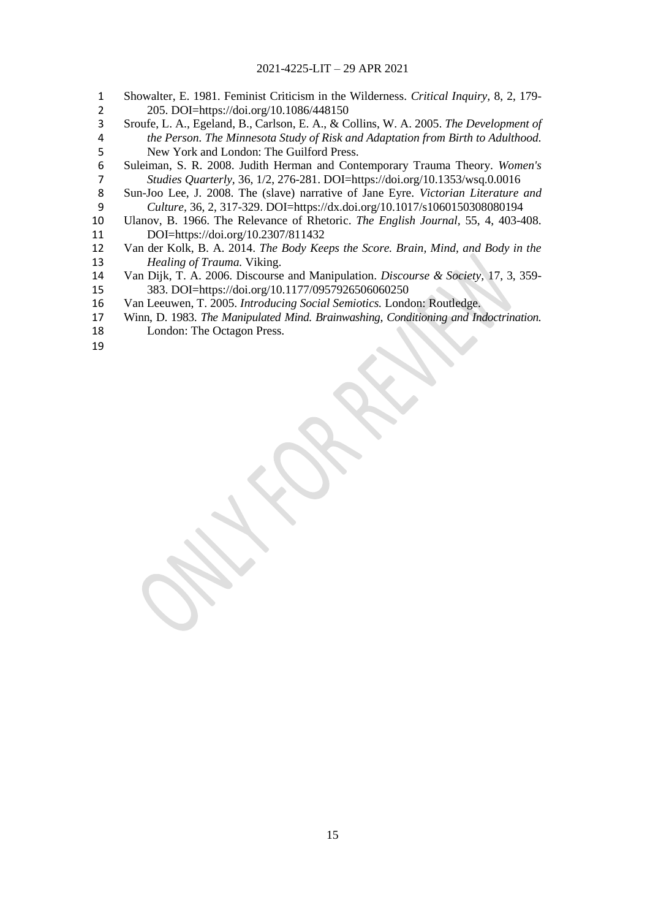Showalter, E. 1981. Feminist Criticism in the Wilderness. *Critical Inquiry*, 8, 2, 179-205. DOI=https://doi.org/10.1086/448150

Sroufe, L. A., Egeland, B., Carlson, E. A., & Collins, W. A. 2005. *The Development of the Person. The Minnesota Study of Risk and Adaptation from Birth to Adulthood.* New York and London: The Guilford Press.

Suleiman, S. R. 2008. Judith Herman and Contemporary Trauma Theory. *Women's Studies Quarterly*, 36, 1/2, 276-281. DOI=https://doi.org/10.1353/wsq.0.0016

Sun-Joo Lee, J. 2008. The (slave) narrative of Jane Eyre. *Victorian Literature and Culture,* 36, 2, 317-329. DOI=https://dx.doi.org/10.1017/s1060150308080194

Ulanov, B. 1966. The Relevance of Rhetoric. *The English Journal*, 55, 4, 403-408. DOI=https://doi.org/10.2307/811432

Van der Kolk, B. A. 2014. *The Body Keeps the Score. Brain, Mind, and Body in the Healing of Trauma.* Viking.

Van Dijk, T. A. 2006. Discourse and Manipulation. *Discourse & Society*, 17, 3, 359-383. DOI=https://doi.org/10.1177/0957926506060250

Van Leeuwen, T. 2005. *Introducing Social Semiotics.* London: Routledge.

Winn, D. 1983. *The Manipulated Mind. Brainwashing, Conditioning and Indoctrination.* London: The Octagon Press.